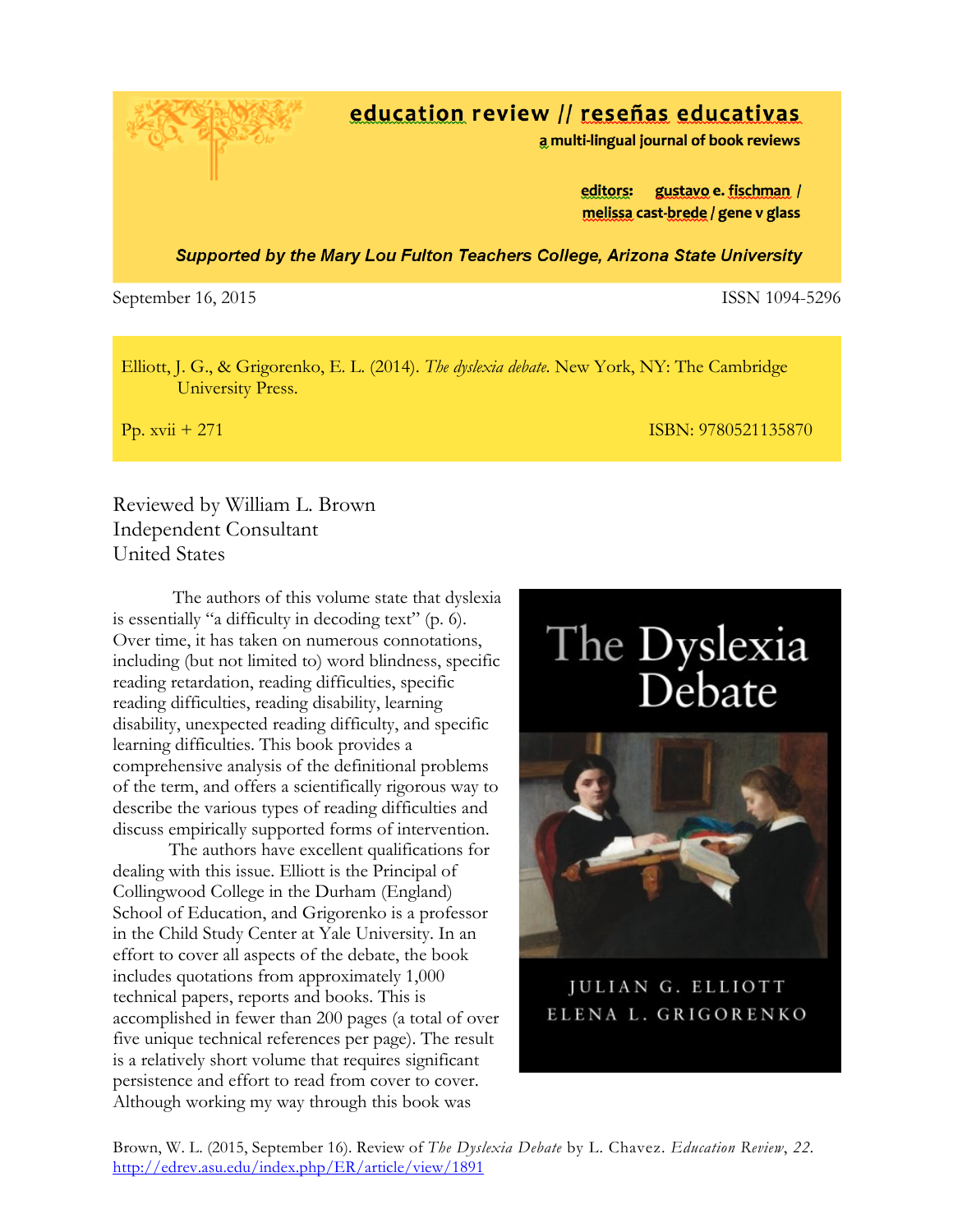**education review // reseñas educativas**
**a multi-lingual journal of book reviews**

**editors: gustavo e. fischman / melissa cast-brede / gene v glass**

***Supported by the Mary Lou Fulton Teachers College, Arizona State University***

September 16, 2015 ISSN 1094-5296

Elliott, J. G., & Grigorenko, E. L. (2014). *The dyslexia debate*. New York, NY: The Cambridge University Press.

Pp. xvii + 271 ISBN: 9780521135870

Reviewed by William L. Brown
Independent Consultant
United States

The authors of this volume state that dyslexia is essentially "a difficulty in decoding text" (p. 6). Over time, it has taken on numerous connotations, including (but not limited to) word blindness, specific reading retardation, reading difficulties, specific reading difficulties, reading disability, learning disability, unexpected reading difficulty, and specific learning difficulties. This book provides a comprehensive analysis of the definitional problems of the term, and offers a scientifically rigorous way to describe the various types of reading difficulties and discuss empirically supported forms of intervention.

The authors have excellent qualifications for dealing with this issue. Elliott is the Principal of Collingwood College in the Durham (England) School of Education, and Grigorenko is a professor in the Child Study Center at Yale University. In an effort to cover all aspects of the debate, the book includes quotations from approximately 1,000 technical papers, reports and books. This is accomplished in fewer than 200 pages (a total of over five unique technical references per page). The result is a relatively short volume that requires significant persistence and effort to read from cover to cover. Although working my way through this book was

Brown, W. L. (2015, September 16). Review of *The Dyslexia Debate* by L. Chavez. *Education Review*, *22*. http://edrev.asu.edu/index.php/ER/article/view/1891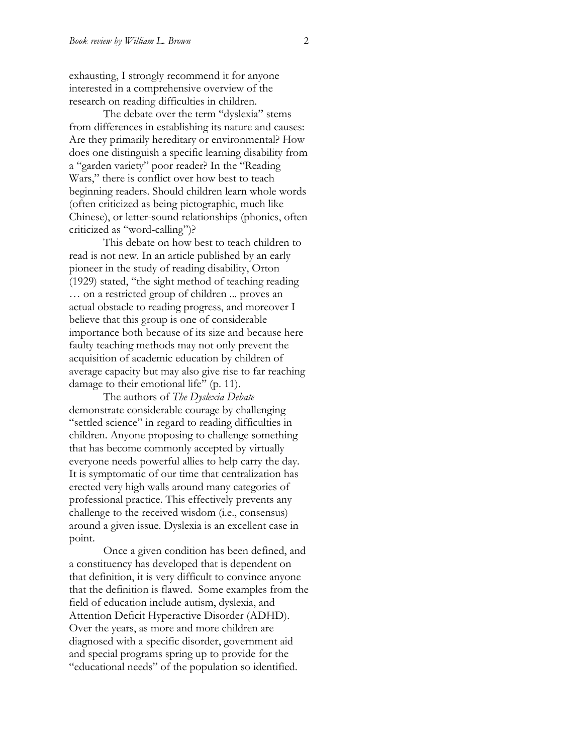exhausting, I strongly recommend it for anyone interested in a comprehensive overview of the research on reading difficulties in children.

The debate over the term "dyslexia" stems from differences in establishing its nature and causes: Are they primarily hereditary or environmental? How does one distinguish a specific learning disability from a "garden variety" poor reader? In the "Reading Wars," there is conflict over how best to teach beginning readers. Should children learn whole words (often criticized as being pictographic, much like Chinese), or letter-sound relationships (phonics, often criticized as "word-calling")?

This debate on how best to teach children to read is not new. In an article published by an early pioneer in the study of reading disability, Orton (1929) stated, "the sight method of teaching reading … on a restricted group of children ... proves an actual obstacle to reading progress, and moreover I believe that this group is one of considerable importance both because of its size and because here faulty teaching methods may not only prevent the acquisition of academic education by children of average capacity but may also give rise to far reaching damage to their emotional life" (p. 11).

The authors of *The Dyslexia Debate* demonstrate considerable courage by challenging "settled science" in regard to reading difficulties in children. Anyone proposing to challenge something that has become commonly accepted by virtually everyone needs powerful allies to help carry the day. It is symptomatic of our time that centralization has erected very high walls around many categories of professional practice. This effectively prevents any challenge to the received wisdom (i.e., consensus) around a given issue. Dyslexia is an excellent case in point.

Once a given condition has been defined, and a constituency has developed that is dependent on that definition, it is very difficult to convince anyone that the definition is flawed. Some examples from the field of education include autism, dyslexia, and Attention Deficit Hyperactive Disorder (ADHD). Over the years, as more and more children are diagnosed with a specific disorder, government aid and special programs spring up to provide for the "educational needs" of the population so identified.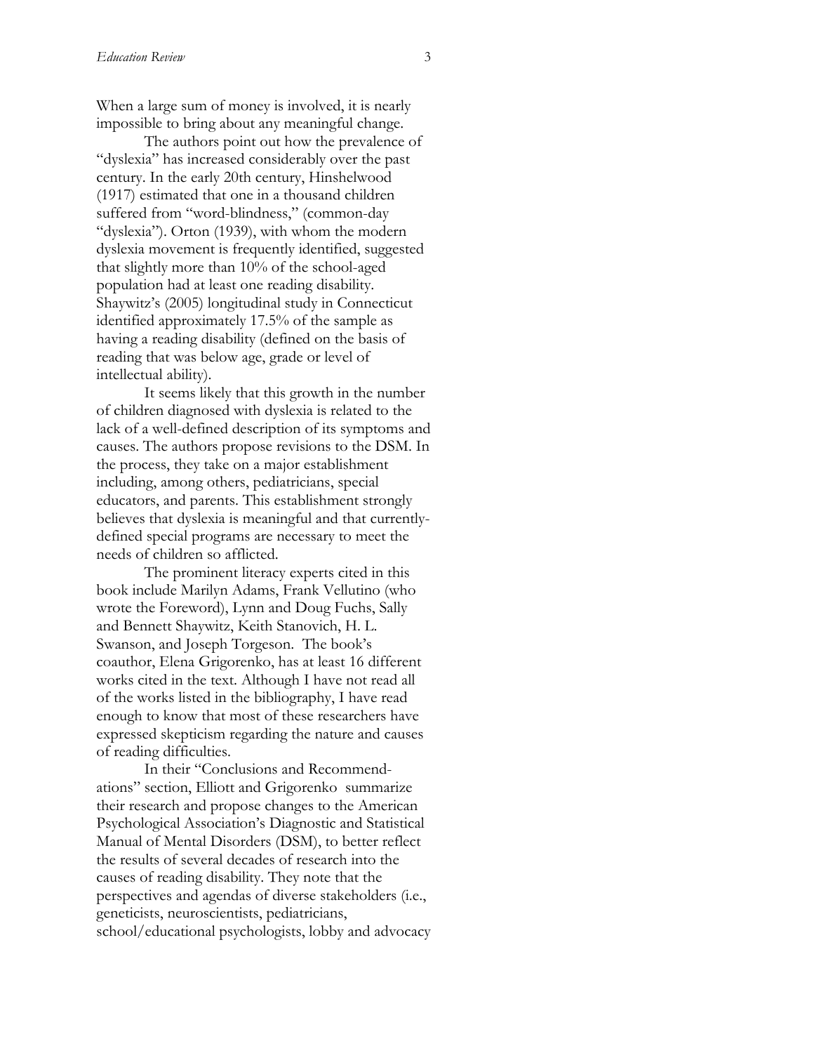When a large sum of money is involved, it is nearly impossible to bring about any meaningful change.

The authors point out how the prevalence of "dyslexia" has increased considerably over the past century. In the early 20th century, Hinshelwood (1917) estimated that one in a thousand children suffered from "word-blindness," (common-day "dyslexia"). Orton (1939), with whom the modern dyslexia movement is frequently identified, suggested that slightly more than 10% of the school-aged population had at least one reading disability. Shaywitz's (2005) longitudinal study in Connecticut identified approximately 17.5% of the sample as having a reading disability (defined on the basis of reading that was below age, grade or level of intellectual ability).

It seems likely that this growth in the number of children diagnosed with dyslexia is related to the lack of a well-defined description of its symptoms and causes. The authors propose revisions to the DSM. In the process, they take on a major establishment including, among others, pediatricians, special educators, and parents. This establishment strongly believes that dyslexia is meaningful and that currently-defined special programs are necessary to meet the needs of children so afflicted.

The prominent literacy experts cited in this book include Marilyn Adams, Frank Vellutino (who wrote the Foreword), Lynn and Doug Fuchs, Sally and Bennett Shaywitz, Keith Stanovich, H. L. Swanson, and Joseph Torgeson. The book's coauthor, Elena Grigorenko, has at least 16 different works cited in the text. Although I have not read all of the works listed in the bibliography, I have read enough to know that most of these researchers have expressed skepticism regarding the nature and causes of reading difficulties.

In their "Conclusions and Recommendations" section, Elliott and Grigorenko summarize their research and propose changes to the American Psychological Association's Diagnostic and Statistical Manual of Mental Disorders (DSM), to better reflect the results of several decades of research into the causes of reading disability. They note that the perspectives and agendas of diverse stakeholders (i.e., geneticists, neuroscientists, pediatricians, school/educational psychologists, lobby and advocacy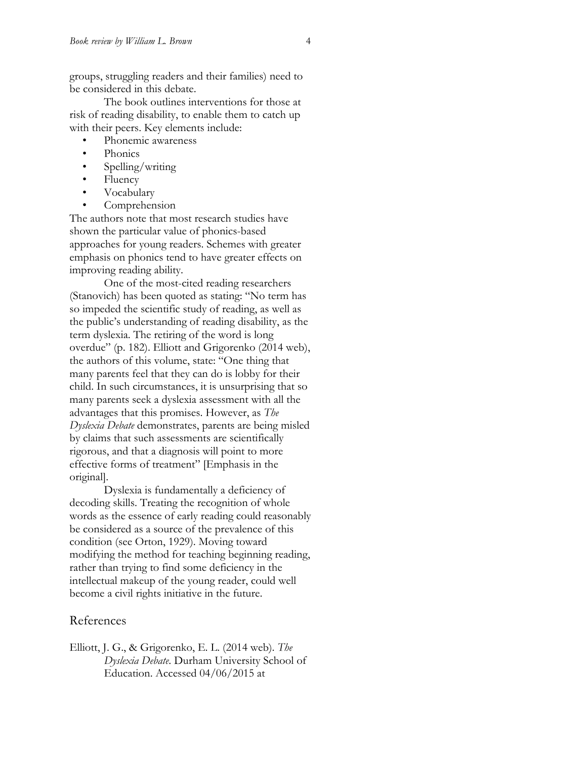groups, struggling readers and their families) need to be considered in this debate.

The book outlines interventions for those at risk of reading disability, to enable them to catch up with their peers. Key elements include:

- Phonemic awareness
- Phonics
- Spelling/writing
- Fluency
- Vocabulary
- Comprehension

The authors note that most research studies have shown the particular value of phonics-based approaches for young readers. Schemes with greater emphasis on phonics tend to have greater effects on improving reading ability.

One of the most-cited reading researchers (Stanovich) has been quoted as stating: "No term has so impeded the scientific study of reading, as well as the public's understanding of reading disability, as the term dyslexia. The retiring of the word is long overdue" (p. 182). Elliott and Grigorenko (2014 web), the authors of this volume, state: "One thing that many parents feel that they can do is lobby for their child. In such circumstances, it is unsurprising that so many parents seek a dyslexia assessment with all the advantages that this promises. However, as *The Dyslexia Debate* demonstrates, parents are being misled by claims that such assessments are scientifically rigorous, and that a diagnosis will point to more effective forms of treatment" [Emphasis in the original].

Dyslexia is fundamentally a deficiency of decoding skills. Treating the recognition of whole words as the essence of early reading could reasonably be considered as a source of the prevalence of this condition (see Orton, 1929). Moving toward modifying the method for teaching beginning reading, rather than trying to find some deficiency in the intellectual makeup of the young reader, could well become a civil rights initiative in the future.

## References

Elliott, J. G., & Grigorenko, E. L. (2014 web). *The Dyslexia Debate*. Durham University School of Education. Accessed 04/06/2015 at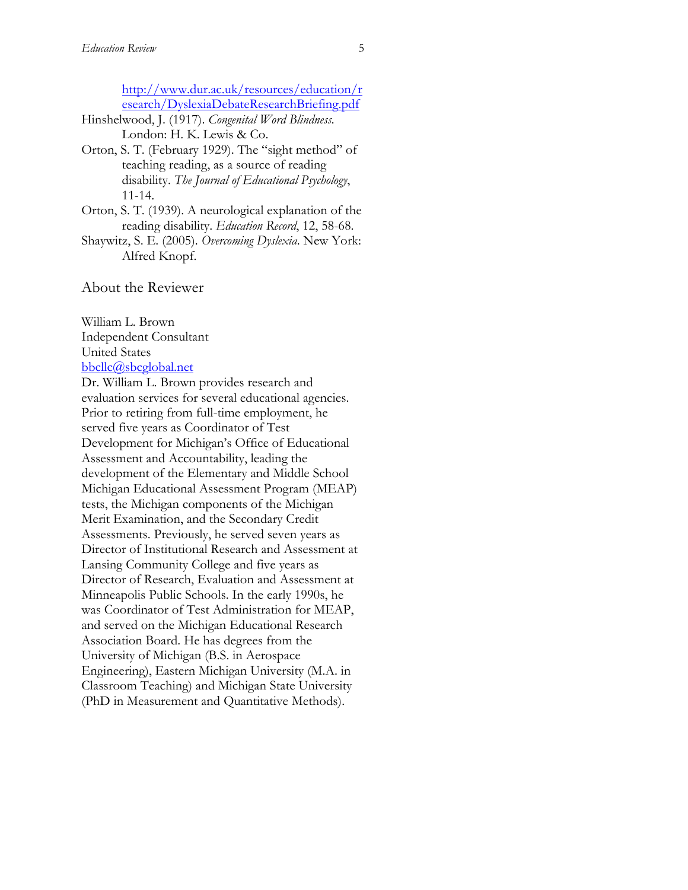http://www.dur.ac.uk/resources/education/research/DyslexiaDebateResearchBriefing.pdf

Hinshelwood, J. (1917). *Congenital Word Blindness.* London: H. K. Lewis & Co.

Orton, S. T. (February 1929). The "sight method" of teaching reading, as a source of reading disability. *The Journal of Educational Psychology*, 11-14.

Orton, S. T. (1939). A neurological explanation of the reading disability. *Education Record*, 12, 58-68.

Shaywitz, S. E. (2005). *Overcoming Dyslexia*. New York: Alfred Knopf.

## About the Reviewer

William L. Brown
Independent Consultant
United States
bbcllc@sbcglobal.net

Dr. William L. Brown provides research and evaluation services for several educational agencies. Prior to retiring from full-time employment, he served five years as Coordinator of Test Development for Michigan's Office of Educational Assessment and Accountability, leading the development of the Elementary and Middle School Michigan Educational Assessment Program (MEAP) tests, the Michigan components of the Michigan Merit Examination, and the Secondary Credit Assessments. Previously, he served seven years as Director of Institutional Research and Assessment at Lansing Community College and five years as Director of Research, Evaluation and Assessment at Minneapolis Public Schools. In the early 1990s, he was Coordinator of Test Administration for MEAP, and served on the Michigan Educational Research Association Board. He has degrees from the University of Michigan (B.S. in Aerospace Engineering), Eastern Michigan University (M.A. in Classroom Teaching) and Michigan State University (PhD in Measurement and Quantitative Methods).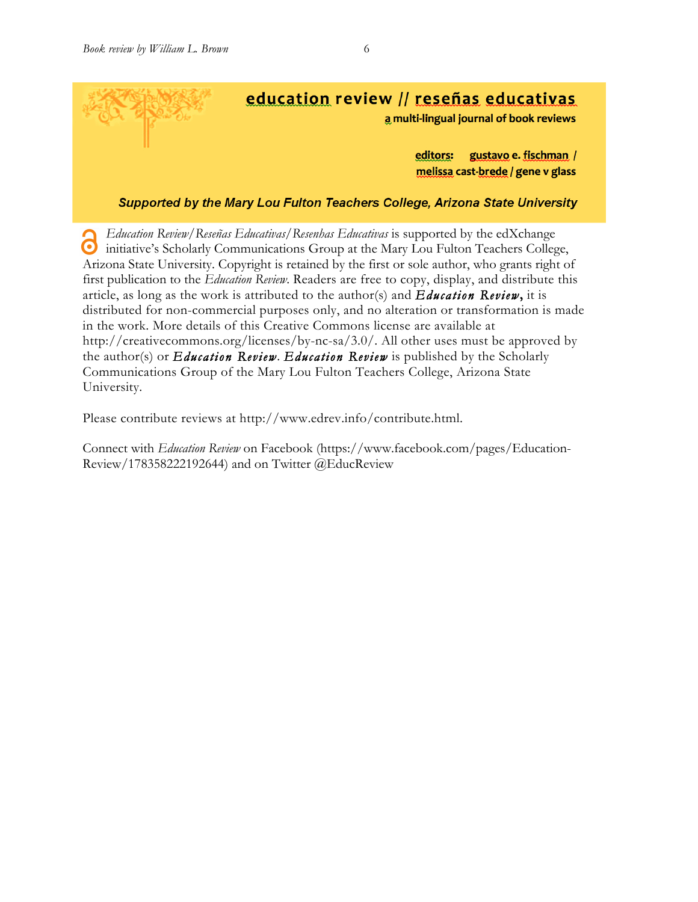**education review // reseñas educativas**

**a multi-lingual journal of book reviews**

**editors: gustavo e. fischman / melissa cast-brede / gene v glass**

***Supported by the Mary Lou Fulton Teachers College, Arizona State University***

*Education Review/Reseñas Educativas/Resenhas Educativas* is supported by the edXchange initiative's Scholarly Communications Group at the Mary Lou Fulton Teachers College, Arizona State University. Copyright is retained by the first or sole author, who grants right of first publication to the *Education Review*. Readers are free to copy, display, and distribute this article, as long as the work is attributed to the author(s) and ***Education Review***, it is distributed for non-commercial purposes only, and no alteration or transformation is made in the work. More details of this Creative Commons license are available at http://creativecommons.org/licenses/by-nc-sa/3.0/. All other uses must be approved by the author(s) or ***Education Review***. ***Education Review*** is published by the Scholarly Communications Group of the Mary Lou Fulton Teachers College, Arizona State University.

Please contribute reviews at http://www.edrev.info/contribute.html.

Connect with *Education Review* on Facebook (https://www.facebook.com/pages/Education-Review/178358222192644) and on Twitter @EducReview